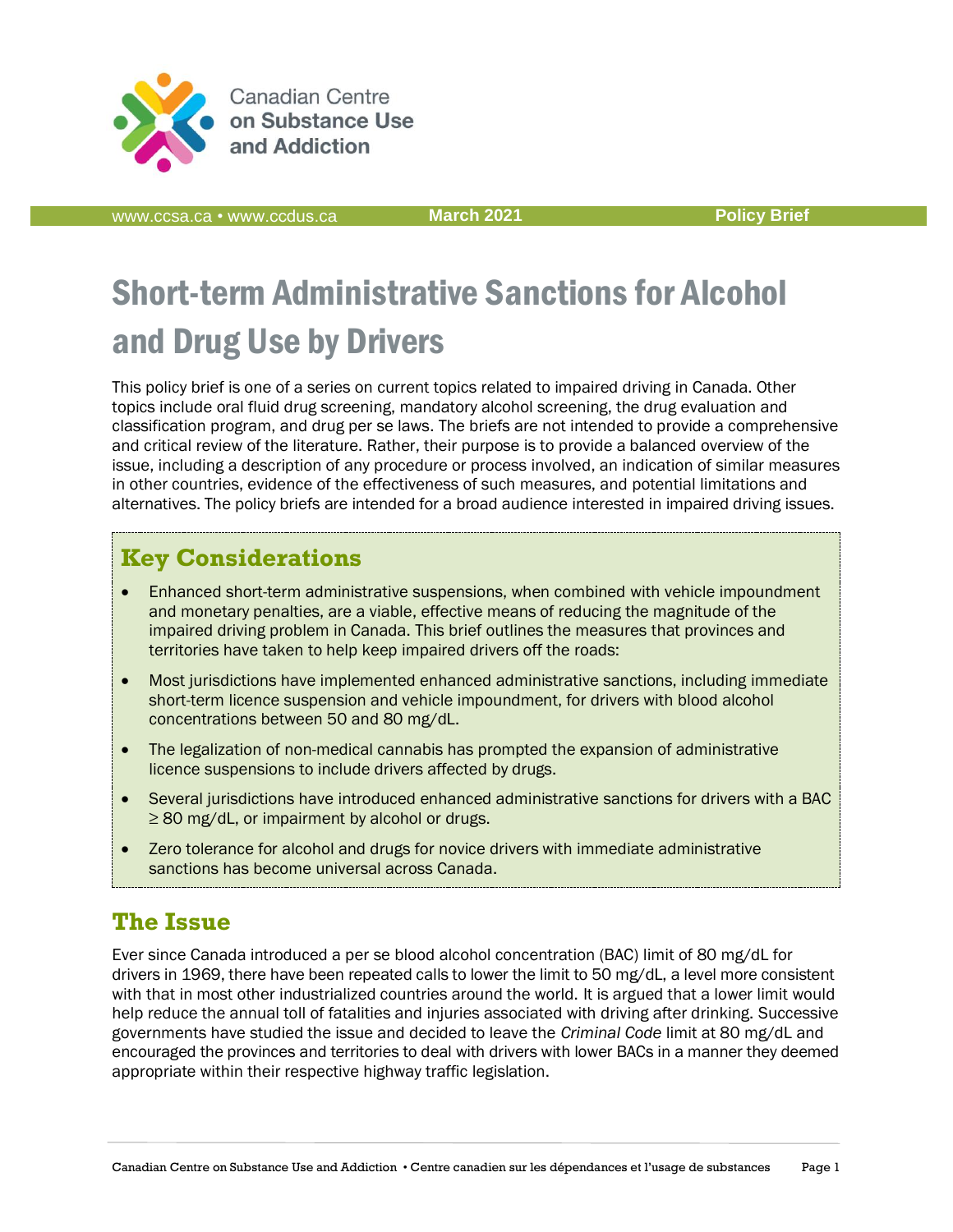Canadian Centre on Substance Use and Addiction

www.ccsa.ca • www.ccdus.ca **March 2021** **Policy Brief**

# Short-term Administrative Sanctions for Alcohol and Drug Use by Drivers

This policy brief is one of a series on current topics related to impaired driving in Canada. Other topics include oral fluid drug screening, mandatory alcohol screening, the drug evaluation and classification program, and drug per se laws. The briefs are not intended to provide a comprehensive and critical review of the literature. Rather, their purpose is to provide a balanced overview of the issue, including a description of any procedure or process involved, an indication of similar measures in other countries, evidence of the effectiveness of such measures, and potential limitations and alternatives. The policy briefs are intended for a broad audience interested in impaired driving issues.

## Key Considerations

- Enhanced short-term administrative suspensions, when combined with vehicle impoundment and monetary penalties, are a viable, effective means of reducing the magnitude of the impaired driving problem in Canada. This brief outlines the measures that provinces and territories have taken to help keep impaired drivers off the roads:
- Most jurisdictions have implemented enhanced administrative sanctions, including immediate short-term licence suspension and vehicle impoundment, for drivers with blood alcohol concentrations between 50 and 80 mg/dL.
- The legalization of non-medical cannabis has prompted the expansion of administrative licence suspensions to include drivers affected by drugs.
- Several jurisdictions have introduced enhanced administrative sanctions for drivers with a BAC ≥ 80 mg/dL, or impairment by alcohol or drugs.
- Zero tolerance for alcohol and drugs for novice drivers with immediate administrative sanctions has become universal across Canada.

## The Issue

Ever since Canada introduced a per se blood alcohol concentration (BAC) limit of 80 mg/dL for drivers in 1969, there have been repeated calls to lower the limit to 50 mg/dL, a level more consistent with that in most other industrialized countries around the world. It is argued that a lower limit would help reduce the annual toll of fatalities and injuries associated with driving after drinking. Successive governments have studied the issue and decided to leave the *Criminal Code* limit at 80 mg/dL and encouraged the provinces and territories to deal with drivers with lower BACs in a manner they deemed appropriate within their respective highway traffic legislation.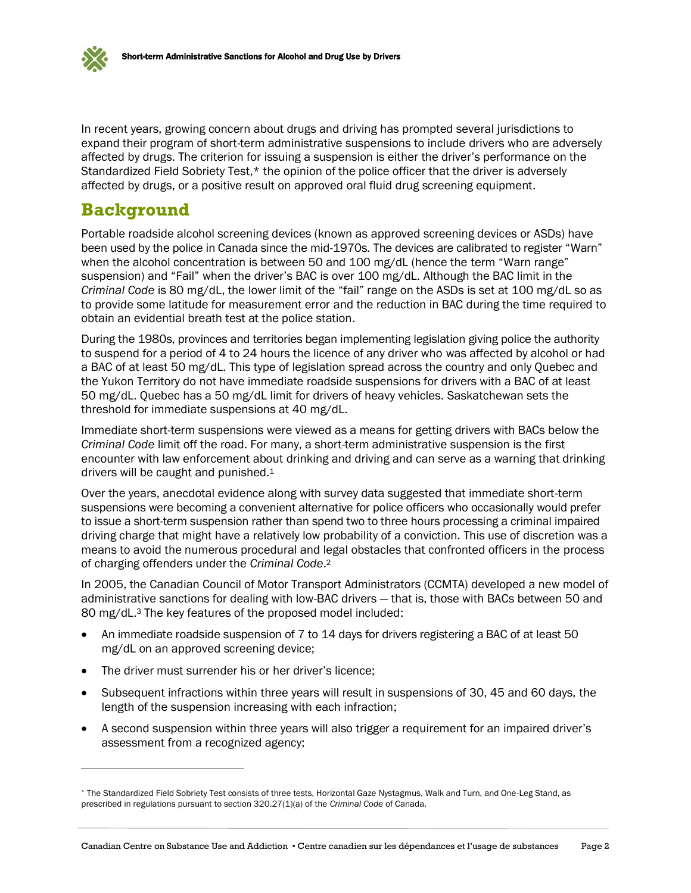In recent years, growing concern about drugs and driving has prompted several jurisdictions to expand their program of short-term administrative suspensions to include drivers who are adversely affected by drugs. The criterion for issuing a suspension is either the driver's performance on the Standardized Field Sobriety Test,* the opinion of the police officer that the driver is adversely affected by drugs, or a positive result on approved oral fluid drug screening equipment.

## Background

Portable roadside alcohol screening devices (known as approved screening devices or ASDs) have been used by the police in Canada since the mid-1970s. The devices are calibrated to register "Warn" when the alcohol concentration is between 50 and 100 mg/dL (hence the term "Warn range" suspension) and "Fail" when the driver's BAC is over 100 mg/dL. Although the BAC limit in the *Criminal Code* is 80 mg/dL, the lower limit of the "fail" range on the ASDs is set at 100 mg/dL so as to provide some latitude for measurement error and the reduction in BAC during the time required to obtain an evidential breath test at the police station.

During the 1980s, provinces and territories began implementing legislation giving police the authority to suspend for a period of 4 to 24 hours the licence of any driver who was affected by alcohol or had a BAC of at least 50 mg/dL. This type of legislation spread across the country and only Quebec and the Yukon Territory do not have immediate roadside suspensions for drivers with a BAC of at least 50 mg/dL. Quebec has a 50 mg/dL limit for drivers of heavy vehicles. Saskatchewan sets the threshold for immediate suspensions at 40 mg/dL.

Immediate short-term suspensions were viewed as a means for getting drivers with BACs below the *Criminal Code* limit off the road. For many, a short-term administrative suspension is the first encounter with law enforcement about drinking and driving and can serve as a warning that drinking drivers will be caught and punished.[1]

Over the years, anecdotal evidence along with survey data suggested that immediate short-term suspensions were becoming a convenient alternative for police officers who occasionally would prefer to issue a short-term suspension rather than spend two to three hours processing a criminal impaired driving charge that might have a relatively low probability of a conviction. This use of discretion was a means to avoid the numerous procedural and legal obstacles that confronted officers in the process of charging offenders under the *Criminal Code*.[2]

In 2005, the Canadian Council of Motor Transport Administrators (CCMTA) developed a new model of administrative sanctions for dealing with low-BAC drivers — that is, those with BACs between 50 and 80 mg/dL.[3] The key features of the proposed model included:

- An immediate roadside suspension of 7 to 14 days for drivers registering a BAC of at least 50 mg/dL on an approved screening device;
- The driver must surrender his or her driver's licence;
- Subsequent infractions within three years will result in suspensions of 30, 45 and 60 days, the length of the suspension increasing with each infraction;
- A second suspension within three years will also trigger a requirement for an impaired driver's assessment from a recognized agency;

* The Standardized Field Sobriety Test consists of three tests, Horizontal Gaze Nystagmus, Walk and Turn, and One-Leg Stand, as prescribed in regulations pursuant to section 320.27(1)(a) of the *Criminal Code* of Canada.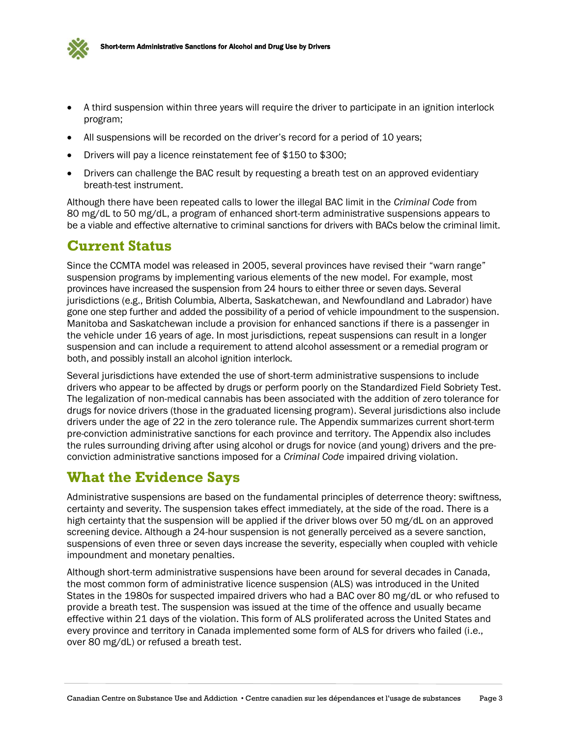- A third suspension within three years will require the driver to participate in an ignition interlock program;
- All suspensions will be recorded on the driver's record for a period of 10 years;
- Drivers will pay a licence reinstatement fee of $150 to $300;
- Drivers can challenge the BAC result by requesting a breath test on an approved evidentiary breath-test instrument.

Although there have been repeated calls to lower the illegal BAC limit in the *Criminal Code* from 80 mg/dL to 50 mg/dL, a program of enhanced short-term administrative suspensions appears to be a viable and effective alternative to criminal sanctions for drivers with BACs below the criminal limit.

## Current Status

Since the CCMTA model was released in 2005, several provinces have revised their "warn range" suspension programs by implementing various elements of the new model. For example, most provinces have increased the suspension from 24 hours to either three or seven days. Several jurisdictions (e.g., British Columbia, Alberta, Saskatchewan, and Newfoundland and Labrador) have gone one step further and added the possibility of a period of vehicle impoundment to the suspension. Manitoba and Saskatchewan include a provision for enhanced sanctions if there is a passenger in the vehicle under 16 years of age. In most jurisdictions, repeat suspensions can result in a longer suspension and can include a requirement to attend alcohol assessment or a remedial program or both, and possibly install an alcohol ignition interlock.

Several jurisdictions have extended the use of short-term administrative suspensions to include drivers who appear to be affected by drugs or perform poorly on the Standardized Field Sobriety Test. The legalization of non-medical cannabis has been associated with the addition of zero tolerance for drugs for novice drivers (those in the graduated licensing program). Several jurisdictions also include drivers under the age of 22 in the zero tolerance rule. The Appendix summarizes current short-term pre-conviction administrative sanctions for each province and territory. The Appendix also includes the rules surrounding driving after using alcohol or drugs for novice (and young) drivers and the pre-conviction administrative sanctions imposed for a *Criminal Code* impaired driving violation.

## What the Evidence Says

Administrative suspensions are based on the fundamental principles of deterrence theory: swiftness, certainty and severity. The suspension takes effect immediately, at the side of the road. There is a high certainty that the suspension will be applied if the driver blows over 50 mg/dL on an approved screening device. Although a 24-hour suspension is not generally perceived as a severe sanction, suspensions of even three or seven days increase the severity, especially when coupled with vehicle impoundment and monetary penalties.

Although short-term administrative suspensions have been around for several decades in Canada, the most common form of administrative licence suspension (ALS) was introduced in the United States in the 1980s for suspected impaired drivers who had a BAC over 80 mg/dL or who refused to provide a breath test. The suspension was issued at the time of the offence and usually became effective within 21 days of the violation. This form of ALS proliferated across the United States and every province and territory in Canada implemented some form of ALS for drivers who failed (i.e., over 80 mg/dL) or refused a breath test.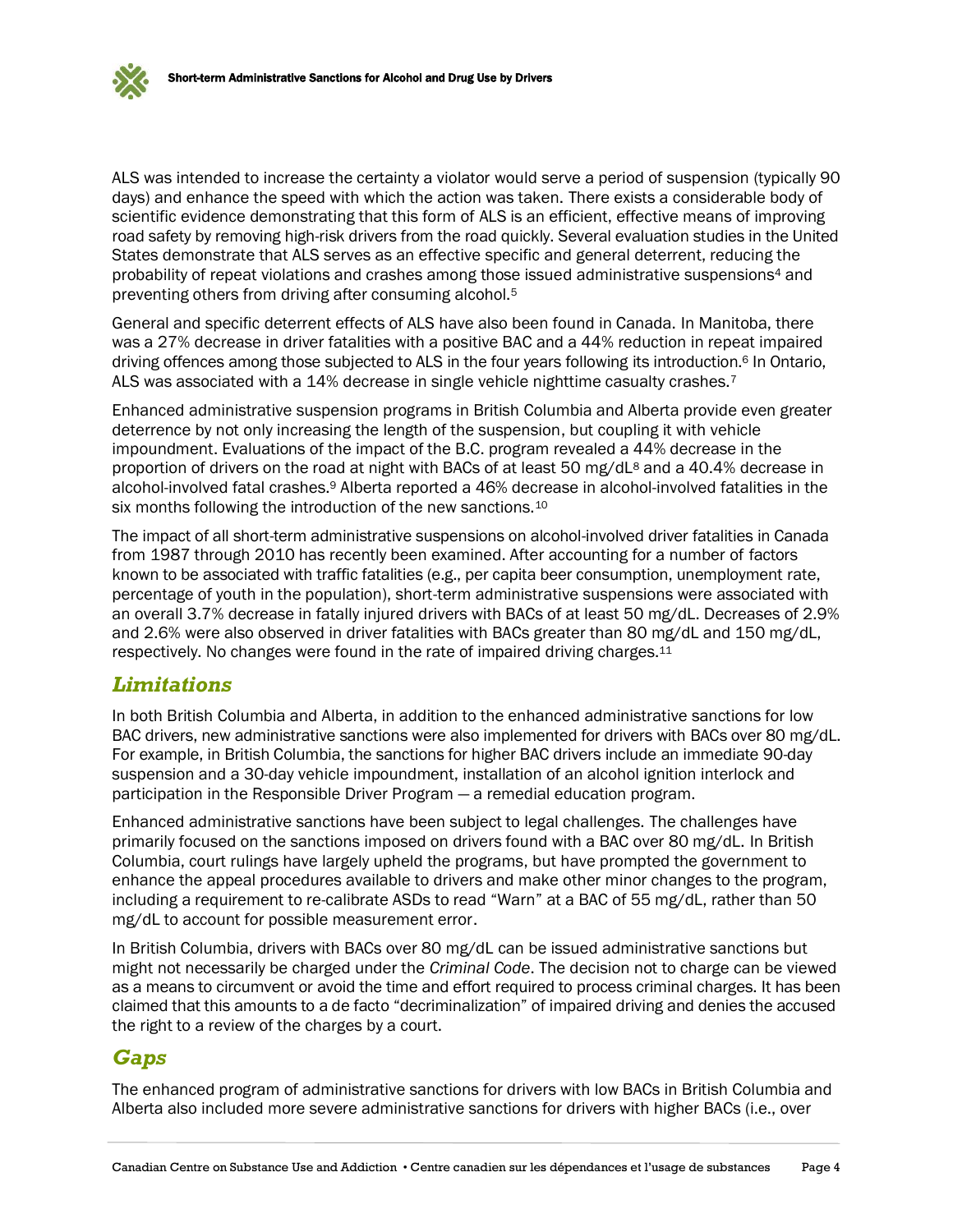ALS was intended to increase the certainty a violator would serve a period of suspension (typically 90 days) and enhance the speed with which the action was taken. There exists a considerable body of scientific evidence demonstrating that this form of ALS is an efficient, effective means of improving road safety by removing high-risk drivers from the road quickly. Several evaluation studies in the United States demonstrate that ALS serves as an effective specific and general deterrent, reducing the probability of repeat violations and crashes among those issued administrative suspensions[4] and preventing others from driving after consuming alcohol.[5]

General and specific deterrent effects of ALS have also been found in Canada. In Manitoba, there was a 27% decrease in driver fatalities with a positive BAC and a 44% reduction in repeat impaired driving offences among those subjected to ALS in the four years following its introduction.[6] In Ontario, ALS was associated with a 14% decrease in single vehicle nighttime casualty crashes.[7]

Enhanced administrative suspension programs in British Columbia and Alberta provide even greater deterrence by not only increasing the length of the suspension, but coupling it with vehicle impoundment. Evaluations of the impact of the B.C. program revealed a 44% decrease in the proportion of drivers on the road at night with BACs of at least 50 mg/dL[8] and a 40.4% decrease in alcohol-involved fatal crashes.[9] Alberta reported a 46% decrease in alcohol-involved fatalities in the six months following the introduction of the new sanctions.[10]

The impact of all short-term administrative suspensions on alcohol-involved driver fatalities in Canada from 1987 through 2010 has recently been examined. After accounting for a number of factors known to be associated with traffic fatalities (e.g., per capita beer consumption, unemployment rate, percentage of youth in the population), short-term administrative suspensions were associated with an overall 3.7% decrease in fatally injured drivers with BACs of at least 50 mg/dL. Decreases of 2.9% and 2.6% were also observed in driver fatalities with BACs greater than 80 mg/dL and 150 mg/dL, respectively. No changes were found in the rate of impaired driving charges.[11]

## Limitations

In both British Columbia and Alberta, in addition to the enhanced administrative sanctions for low BAC drivers, new administrative sanctions were also implemented for drivers with BACs over 80 mg/dL. For example, in British Columbia, the sanctions for higher BAC drivers include an immediate 90-day suspension and a 30-day vehicle impoundment, installation of an alcohol ignition interlock and participation in the Responsible Driver Program — a remedial education program.

Enhanced administrative sanctions have been subject to legal challenges. The challenges have primarily focused on the sanctions imposed on drivers found with a BAC over 80 mg/dL. In British Columbia, court rulings have largely upheld the programs, but have prompted the government to enhance the appeal procedures available to drivers and make other minor changes to the program, including a requirement to re-calibrate ASDs to read "Warn" at a BAC of 55 mg/dL, rather than 50 mg/dL to account for possible measurement error.

In British Columbia, drivers with BACs over 80 mg/dL can be issued administrative sanctions but might not necessarily be charged under the *Criminal Code*. The decision not to charge can be viewed as a means to circumvent or avoid the time and effort required to process criminal charges. It has been claimed that this amounts to a de facto "decriminalization" of impaired driving and denies the accused the right to a review of the charges by a court.

## Gaps

The enhanced program of administrative sanctions for drivers with low BACs in British Columbia and Alberta also included more severe administrative sanctions for drivers with higher BACs (i.e., over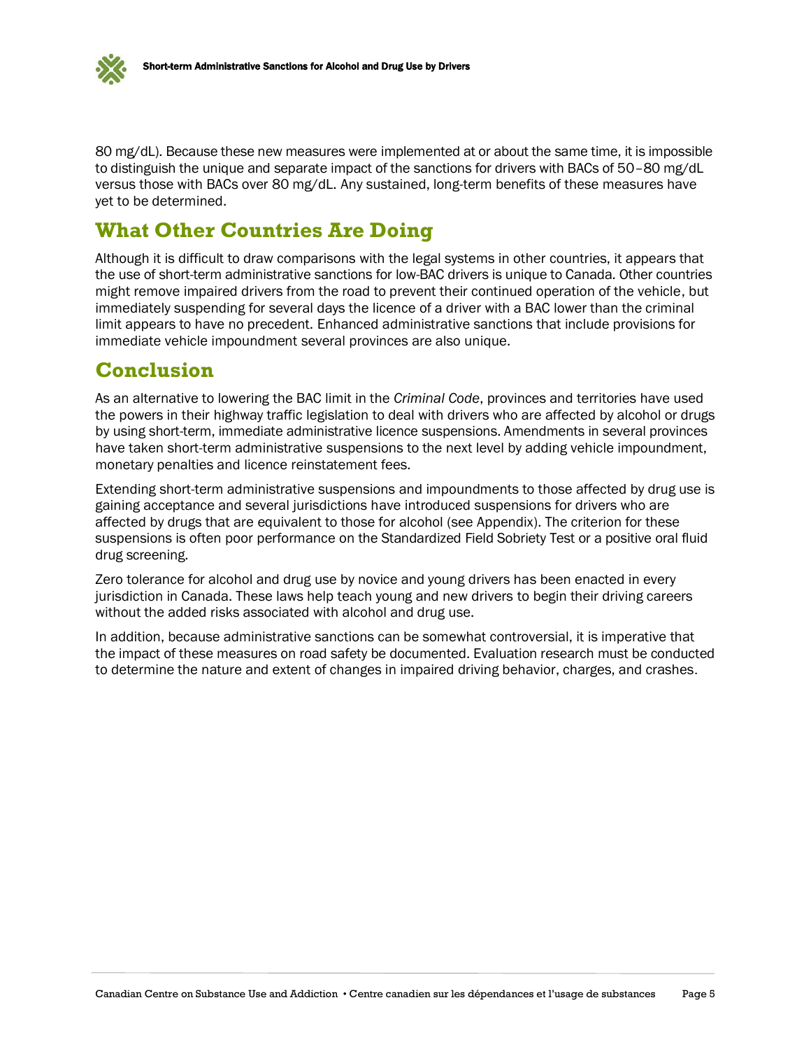80 mg/dL). Because these new measures were implemented at or about the same time, it is impossible to distinguish the unique and separate impact of the sanctions for drivers with BACs of 50–80 mg/dL versus those with BACs over 80 mg/dL. Any sustained, long-term benefits of these measures have yet to be determined.

## What Other Countries Are Doing

Although it is difficult to draw comparisons with the legal systems in other countries, it appears that the use of short-term administrative sanctions for low-BAC drivers is unique to Canada. Other countries might remove impaired drivers from the road to prevent their continued operation of the vehicle, but immediately suspending for several days the licence of a driver with a BAC lower than the criminal limit appears to have no precedent. Enhanced administrative sanctions that include provisions for immediate vehicle impoundment several provinces are also unique.

## Conclusion

As an alternative to lowering the BAC limit in the *Criminal Code*, provinces and territories have used the powers in their highway traffic legislation to deal with drivers who are affected by alcohol or drugs by using short-term, immediate administrative licence suspensions. Amendments in several provinces have taken short-term administrative suspensions to the next level by adding vehicle impoundment, monetary penalties and licence reinstatement fees.

Extending short-term administrative suspensions and impoundments to those affected by drug use is gaining acceptance and several jurisdictions have introduced suspensions for drivers who are affected by drugs that are equivalent to those for alcohol (see Appendix). The criterion for these suspensions is often poor performance on the Standardized Field Sobriety Test or a positive oral fluid drug screening.

Zero tolerance for alcohol and drug use by novice and young drivers has been enacted in every jurisdiction in Canada. These laws help teach young and new drivers to begin their driving careers without the added risks associated with alcohol and drug use.

In addition, because administrative sanctions can be somewhat controversial, it is imperative that the impact of these measures on road safety be documented. Evaluation research must be conducted to determine the nature and extent of changes in impaired driving behavior, charges, and crashes.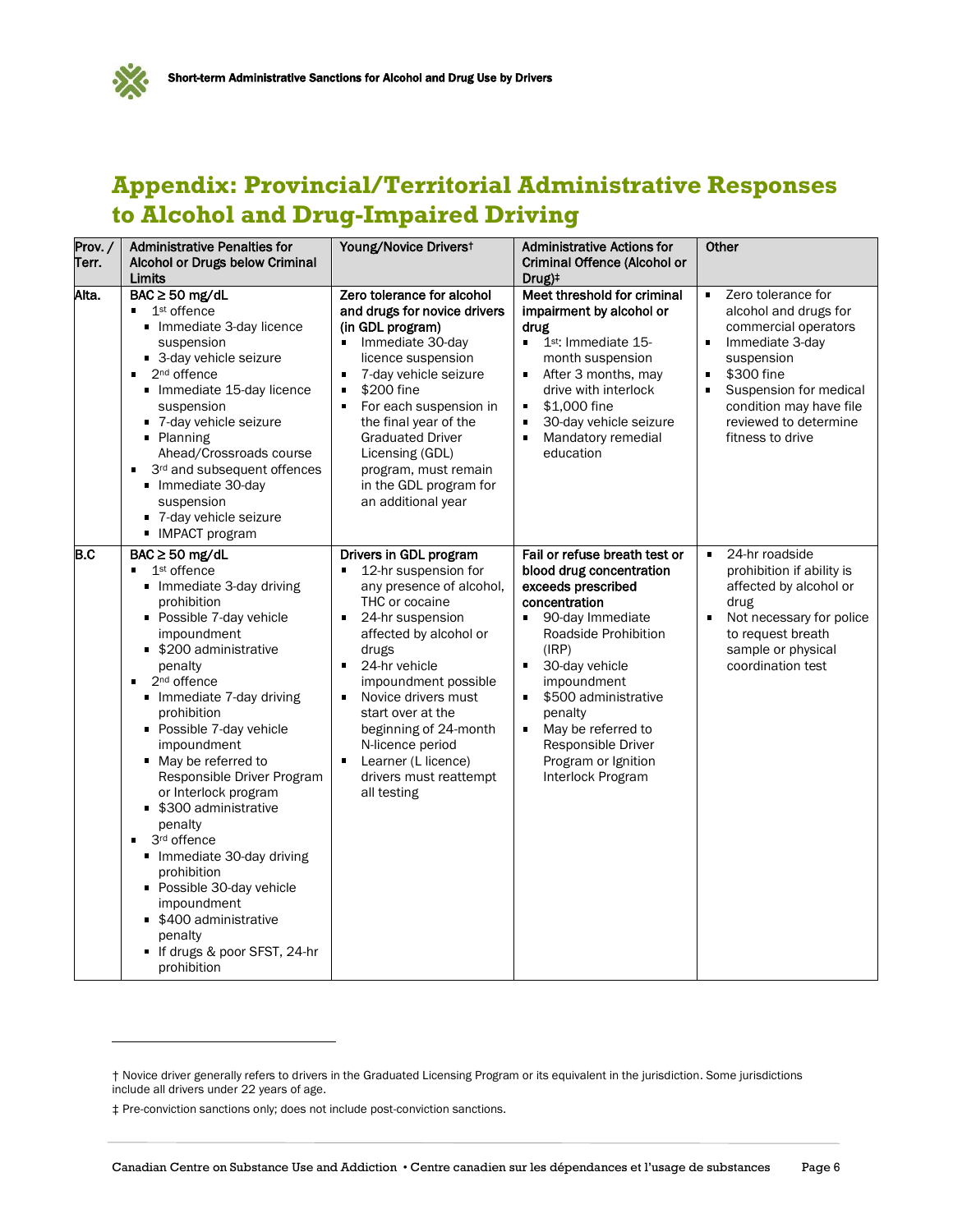# Appendix: Provincial/Territorial Administrative Responses to Alcohol and Drug-Impaired Driving

| Prov. / Terr. | Administrative Penalties for Alcohol or Drugs below Criminal Limits | Young/Novice Drivers† | Administrative Actions for Criminal Offence (Alcohol or Drug)‡ | Other |
|---|---|---|---|---|
| Alta. | **BAC ≥ 50 mg/dL**<br>▪ 1st offence<br>&nbsp;&nbsp;▪ Immediate 3-day licence suspension<br>&nbsp;&nbsp;▪ 3-day vehicle seizure<br>▪ 2nd offence<br>&nbsp;&nbsp;▪ Immediate 15-day licence suspension<br>&nbsp;&nbsp;▪ 7-day vehicle seizure<br>&nbsp;&nbsp;▪ Planning Ahead/Crossroads course<br>▪ 3rd and subsequent offences<br>&nbsp;&nbsp;▪ Immediate 30-day suspension<br>&nbsp;&nbsp;▪ 7-day vehicle seizure<br>&nbsp;&nbsp;▪ IMPACT program | **Zero tolerance for alcohol and drugs for novice drivers (in GDL program)**<br>▪ Immediate 30-day licence suspension<br>▪ 7-day vehicle seizure<br>▪ $200 fine<br>▪ For each suspension in the final year of the Graduated Driver Licensing (GDL) program, must remain in the GDL program for an additional year | **Meet threshold for criminal impairment by alcohol or drug**<br>▪ 1st: Immediate 15-month suspension<br>▪ After 3 months, may drive with interlock<br>▪ $1,000 fine<br>▪ 30-day vehicle seizure<br>▪ Mandatory remedial education | ▪ Zero tolerance for alcohol and drugs for commercial operators<br>▪ Immediate 3-day suspension<br>▪ $300 fine<br>▪ Suspension for medical condition may have file reviewed to determine fitness to drive |
| B.C | **BAC ≥ 50 mg/dL**<br>▪ 1st offence<br>&nbsp;&nbsp;▪ Immediate 3-day driving prohibition<br>&nbsp;&nbsp;▪ Possible 7-day vehicle impoundment<br>&nbsp;&nbsp;▪ $200 administrative penalty<br>▪ 2nd offence<br>&nbsp;&nbsp;▪ Immediate 7-day driving prohibition<br>&nbsp;&nbsp;▪ Possible 7-day vehicle impoundment<br>&nbsp;&nbsp;▪ May be referred to Responsible Driver Program or Interlock program<br>&nbsp;&nbsp;▪ $300 administrative penalty<br>▪ 3rd offence<br>&nbsp;&nbsp;▪ Immediate 30-day driving prohibition<br>&nbsp;&nbsp;▪ Possible 30-day vehicle impoundment<br>&nbsp;&nbsp;▪ $400 administrative penalty<br>&nbsp;&nbsp;▪ If drugs & poor SFST, 24-hr prohibition | **Drivers in GDL program**<br>▪ 12-hr suspension for any presence of alcohol, THC or cocaine<br>▪ 24-hr suspension affected by alcohol or drugs<br>▪ 24-hr vehicle impoundment possible<br>▪ Novice drivers must start over at the beginning of 24-month N-licence period<br>▪ Learner (L licence) drivers must reattempt all testing | **Fail or refuse breath test or blood drug concentration exceeds prescribed concentration**<br>▪ 90-day Immediate Roadside Prohibition (IRP)<br>▪ 30-day vehicle impoundment<br>▪ $500 administrative penalty<br>▪ May be referred to Responsible Driver Program or Ignition Interlock Program | ▪ 24-hr roadside prohibition if ability is affected by alcohol or drug<br>▪ Not necessary for police to request breath sample or physical coordination test |

† Novice driver generally refers to drivers in the Graduated Licensing Program or its equivalent in the jurisdiction. Some jurisdictions include all drivers under 22 years of age.

‡ Pre-conviction sanctions only; does not include post-conviction sanctions.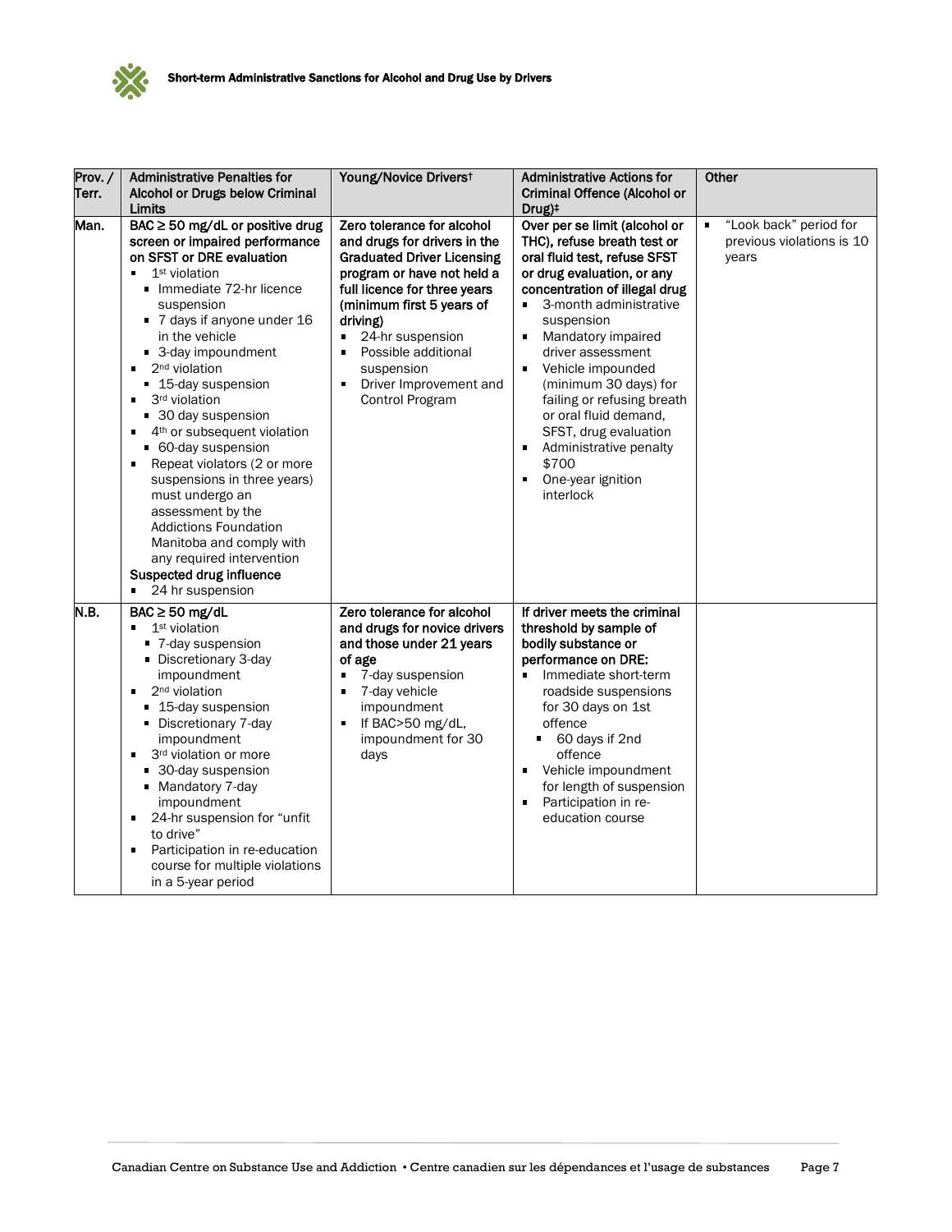| Prov. / Terr. | Administrative Penalties for Alcohol or Drugs below Criminal Limits | Young/Novice Drivers† | Administrative Actions for Criminal Offence (Alcohol or Drug)‡ | Other |
|---|---|---|---|---|
| Man. | **BAC ≥ 50 mg/dL or positive drug screen or impaired performance on SFST or DRE evaluation**<br>▪ 1st violation<br>&nbsp;&nbsp;▪ Immediate 72-hr licence suspension<br>&nbsp;&nbsp;▪ 7 days if anyone under 16 in the vehicle<br>&nbsp;&nbsp;▪ 3-day impoundment<br>▪ 2nd violation<br>&nbsp;&nbsp;▪ 15-day suspension<br>▪ 3rd violation<br>&nbsp;&nbsp;▪ 30 day suspension<br>▪ 4th or subsequent violation<br>&nbsp;&nbsp;▪ 60-day suspension<br>▪ Repeat violators (2 or more suspensions in three years) must undergo an assessment by the Addictions Foundation Manitoba and comply with any required intervention<br>**Suspected drug influence**<br>▪ 24 hr suspension | **Zero tolerance for alcohol and drugs for drivers in the Graduated Driver Licensing program or have not held a full licence for three years (minimum first 5 years of driving)**<br>▪ 24-hr suspension<br>▪ Possible additional suspension<br>▪ Driver Improvement and Control Program | **Over per se limit (alcohol or THC), refuse breath test or oral fluid test, refuse SFST or drug evaluation, or any concentration of illegal drug**<br>▪ 3-month administrative suspension<br>▪ Mandatory impaired driver assessment<br>▪ Vehicle impounded (minimum 30 days) for failing or refusing breath or oral fluid demand, SFST, drug evaluation<br>▪ Administrative penalty $700<br>▪ One-year ignition interlock | ▪ "Look back" period for previous violations is 10 years |
| N.B. | **BAC ≥ 50 mg/dL**<br>▪ 1st violation<br>&nbsp;&nbsp;▪ 7-day suspension<br>&nbsp;&nbsp;▪ Discretionary 3-day impoundment<br>▪ 2nd violation<br>&nbsp;&nbsp;▪ 15-day suspension<br>&nbsp;&nbsp;▪ Discretionary 7-day impoundment<br>▪ 3rd violation or more<br>&nbsp;&nbsp;▪ 30-day suspension<br>&nbsp;&nbsp;▪ Mandatory 7-day impoundment<br>▪ 24-hr suspension for "unfit to drive"<br>▪ Participation in re-education course for multiple violations in a 5-year period | **Zero tolerance for alcohol and drugs for novice drivers and those under 21 years of age**<br>▪ 7-day suspension<br>▪ 7-day vehicle impoundment<br>▪ If BAC>50 mg/dL, impoundment for 30 days | **If driver meets the criminal threshold by sample of bodily substance or performance on DRE:**<br>▪ Immediate short-term roadside suspensions for 30 days on 1st offence<br>&nbsp;&nbsp;▪ 60 days if 2nd offence<br>▪ Vehicle impoundment for length of suspension<br>▪ Participation in re-education course | |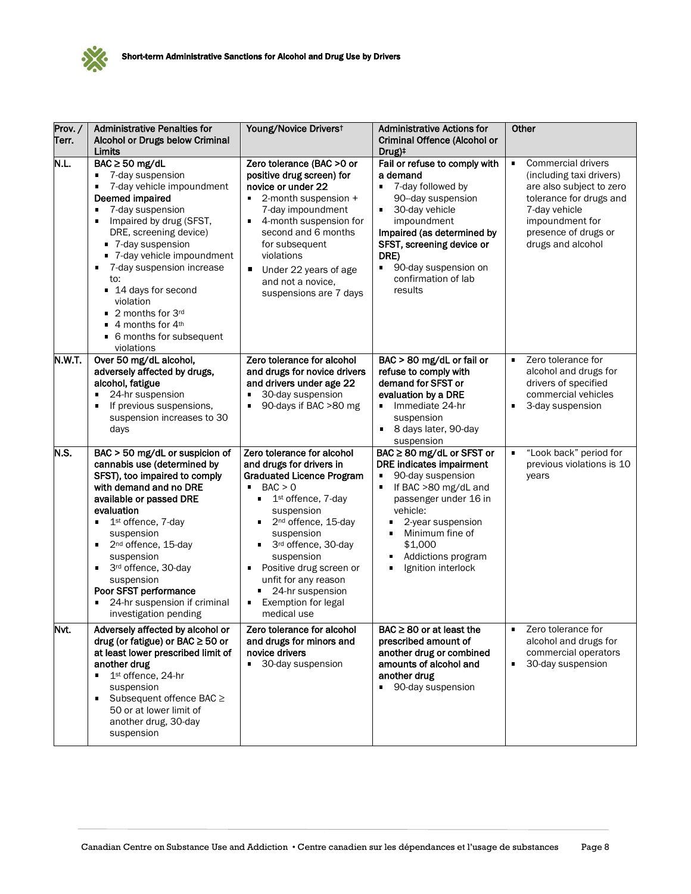| Prov. / Terr. | Administrative Penalties for Alcohol or Drugs below Criminal Limits | Young/Novice Drivers† | Administrative Actions for Criminal Offence (Alcohol or Drug)‡ | Other |
|---|---|---|---|---|
| N.L. | **BAC ≥ 50 mg/dL**<br>▪ 7-day suspension<br>▪ 7-day vehicle impoundment<br>**Deemed impaired**<br>▪ 7-day suspension<br>▪ Impaired by drug (SFST, DRE, screening device)<br>&nbsp;&nbsp;▪ 7-day suspension<br>&nbsp;&nbsp;▪ 7-day vehicle impoundment<br>▪ 7-day suspension increase to:<br>&nbsp;&nbsp;▪ 14 days for second violation<br>&nbsp;&nbsp;▪ 2 months for 3rd<br>&nbsp;&nbsp;▪ 4 months for 4th<br>&nbsp;&nbsp;▪ 6 months for subsequent violations | **Zero tolerance (BAC >0 or positive drug screen) for novice or under 22**<br>▪ 2-month suspension + 7-day impoundment<br>▪ 4-month suspension for second and 6 months for subsequent violations<br>▪ Under 22 years of age and not a novice, suspensions are 7 days | **Fail or refuse to comply with a demand**<br>▪ 7-day followed by 90--day suspension<br>▪ 30-day vehicle impoundment<br>**Impaired (as determined by SFST, screening device or DRE)**<br>▪ 90-day suspension on confirmation of lab results | ▪ Commercial drivers (including taxi drivers) are also subject to zero tolerance for drugs and 7-day vehicle impoundment for presence of drugs or drugs and alcohol |
| N.W.T. | **Over 50 mg/dL alcohol, adversely affected by drugs, alcohol, fatigue**<br>▪ 24-hr suspension<br>▪ If previous suspensions, suspension increases to 30 days | **Zero tolerance for alcohol and drugs for novice drivers and drivers under age 22**<br>▪ 30-day suspension<br>▪ 90-days if BAC >80 mg | **BAC > 80 mg/dL or fail or refuse to comply with demand for SFST or evaluation by a DRE**<br>▪ Immediate 24-hr suspension<br>▪ 8 days later, 90-day suspension | ▪ Zero tolerance for alcohol and drugs for drivers of specified commercial vehicles<br>▪ 3-day suspension |
| N.S. | **BAC > 50 mg/dL or suspicion of cannabis use (determined by SFST), too impaired to comply with demand and no DRE available or passed DRE evaluation**<br>▪ 1st offence, 7-day suspension<br>▪ 2nd offence, 15-day suspension<br>▪ 3rd offence, 30-day suspension<br>**Poor SFST performance**<br>▪ 24-hr suspension if criminal investigation pending | **Zero tolerance for alcohol and drugs for drivers in Graduated Licence Program**<br>▪ BAC > 0<br>&nbsp;&nbsp;▪ 1st offence, 7-day suspension<br>&nbsp;&nbsp;▪ 2nd offence, 15-day suspension<br>&nbsp;&nbsp;▪ 3rd offence, 30-day suspension<br>▪ Positive drug screen or unfit for any reason<br>&nbsp;&nbsp;▪ 24-hr suspension<br>▪ Exemption for legal medical use | **BAC ≥ 80 mg/dL or SFST or DRE indicates impairment**<br>▪ 90-day suspension<br>▪ If BAC >80 mg/dL and passenger under 16 in vehicle:<br>&nbsp;&nbsp;▪ 2-year suspension<br>&nbsp;&nbsp;▪ Minimum fine of $1,000<br>&nbsp;&nbsp;▪ Addictions program<br>&nbsp;&nbsp;▪ Ignition interlock | ▪ "Look back" period for previous violations is 10 years |
| Nvt. | **Adversely affected by alcohol or drug (or fatigue) or BAC ≥ 50 or at least lower prescribed limit of another drug**<br>▪ 1st offence, 24-hr suspension<br>▪ Subsequent offence BAC ≥ 50 or at lower limit of another drug, 30-day suspension | **Zero tolerance for alcohol and drugs for minors and novice drivers**<br>▪ 30-day suspension | **BAC ≥ 80 or at least the prescribed amount of another drug or combined amounts of alcohol and another drug**<br>▪ 90-day suspension | ▪ Zero tolerance for alcohol and drugs for commercial operators<br>▪ 30-day suspension |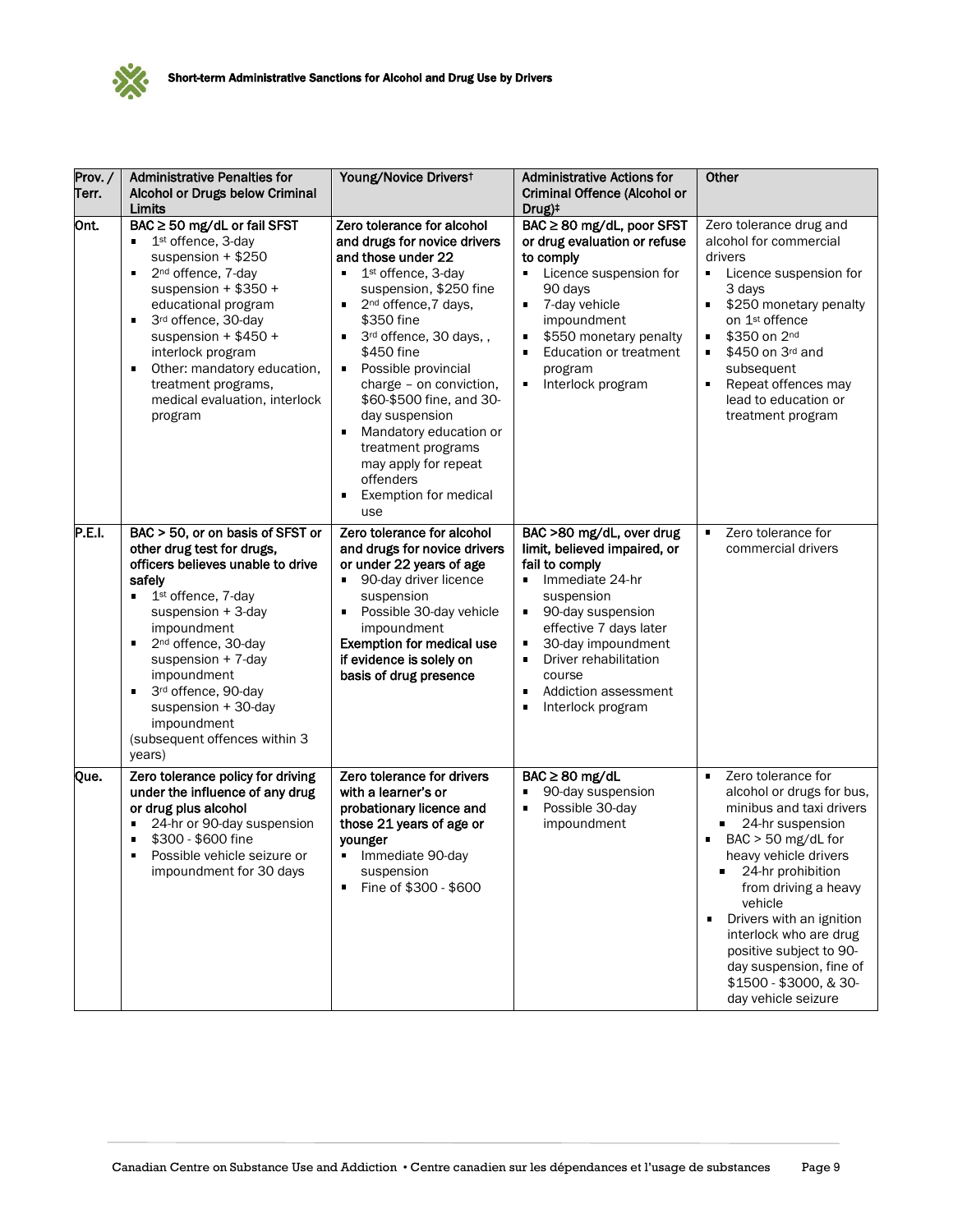| Prov. / Terr. | Administrative Penalties for Alcohol or Drugs below Criminal Limits | Young/Novice Drivers† | Administrative Actions for Criminal Offence (Alcohol or Drug)‡ | Other |
|---|---|---|---|---|
| Ont. | **BAC ≥ 50 mg/dL or fail SFST**<br>▪ 1st offence, 3-day suspension + $250<br>▪ 2nd offence, 7-day suspension + $350 + educational program<br>▪ 3rd offence, 30-day suspension + $450 + interlock program<br>▪ Other: mandatory education, treatment programs, medical evaluation, interlock program | **Zero tolerance for alcohol and drugs for novice drivers and those under 22**<br>▪ 1st offence, 3-day suspension, $250 fine<br>▪ 2nd offence,7 days, $350 fine<br>▪ 3rd offence, 30 days, , $450 fine<br>▪ Possible provincial charge – on conviction, $60-$500 fine, and 30-day suspension<br>▪ Mandatory education or treatment programs may apply for repeat offenders<br>▪ Exemption for medical use | **BAC ≥ 80 mg/dL, poor SFST or drug evaluation or refuse to comply**<br>▪ Licence suspension for 90 days<br>▪ 7-day vehicle impoundment<br>▪ $550 monetary penalty<br>▪ Education or treatment program<br>▪ Interlock program | Zero tolerance drug and alcohol for commercial drivers<br>▪ Licence suspension for 3 days<br>▪ $250 monetary penalty on 1st offence<br>▪ $350 on 2nd<br>▪ $450 on 3rd and subsequent<br>▪ Repeat offences may lead to education or treatment program |
| P.E.I. | **BAC > 50, or on basis of SFST or other drug test for drugs, officers believes unable to drive safely**<br>▪ 1st offence, 7-day suspension + 3-day impoundment<br>▪ 2nd offence, 30-day suspension + 7-day impoundment<br>▪ 3rd offence, 90-day suspension + 30-day impoundment<br>(subsequent offences within 3 years) | **Zero tolerance for alcohol and drugs for novice drivers or under 22 years of age**<br>▪ 90-day driver licence suspension<br>▪ Possible 30-day vehicle impoundment<br>**Exemption for medical use if evidence is solely on basis of drug presence** | **BAC >80 mg/dL, over drug limit, believed impaired, or fail to comply**<br>▪ Immediate 24-hr suspension<br>▪ 90-day suspension effective 7 days later<br>▪ 30-day impoundment<br>▪ Driver rehabilitation course<br>▪ Addiction assessment<br>▪ Interlock program | ▪ Zero tolerance for commercial drivers |
| Que. | **Zero tolerance policy for driving under the influence of any drug or drug plus alcohol**<br>▪ 24-hr or 90-day suspension<br>▪ $300 - $600 fine<br>▪ Possible vehicle seizure or impoundment for 30 days | **Zero tolerance for drivers with a learner's or probationary licence and those 21 years of age or younger**<br>▪ Immediate 90-day suspension<br>▪ Fine of $300 - $600 | **BAC ≥ 80 mg/dL**<br>▪ 90-day suspension<br>▪ Possible 30-day impoundment | ▪ Zero tolerance for alcohol or drugs for bus, minibus and taxi drivers<br>&nbsp;&nbsp;▪ 24-hr suspension<br>▪ BAC > 50 mg/dL for heavy vehicle drivers<br>&nbsp;&nbsp;▪ 24-hr prohibition from driving a heavy vehicle<br>▪ Drivers with an ignition interlock who are drug positive subject to 90-day suspension, fine of $1500 - $3000, & 30-day vehicle seizure |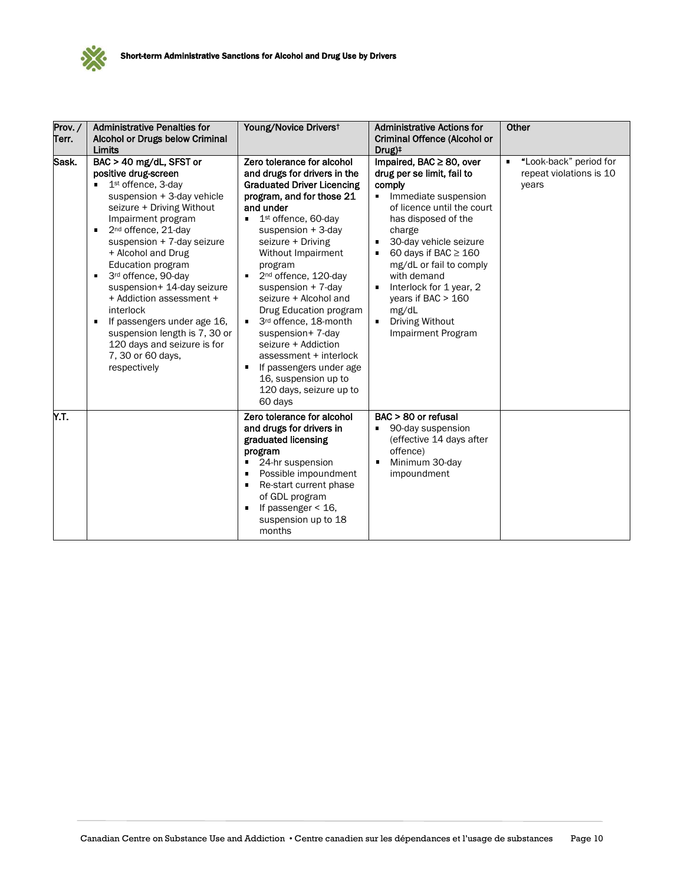| Prov. / Terr. | Administrative Penalties for Alcohol or Drugs below Criminal Limits | Young/Novice Drivers† | Administrative Actions for Criminal Offence (Alcohol or Drug)‡ | Other |
|---|---|---|---|---|
| Sask. | **BAC > 40 mg/dL, SFST or positive drug-screen**<br>▪ 1st offence, 3-day suspension + 3-day vehicle seizure + Driving Without Impairment program<br>▪ 2nd offence, 21-day suspension + 7-day seizure + Alcohol and Drug Education program<br>▪ 3rd offence, 90-day suspension+ 14-day seizure + Addiction assessment + interlock<br>▪ If passengers under age 16, suspension length is 7, 30 or 120 days and seizure is for 7, 30 or 60 days, respectively | **Zero tolerance for alcohol and drugs for drivers in the Graduated Driver Licencing program, and for those 21 and under**<br>▪ 1st offence, 60-day suspension + 3-day seizure + Driving Without Impairment program<br>▪ 2nd offence, 120-day suspension + 7-day seizure + Alcohol and Drug Education program<br>▪ 3rd offence, 18-month suspension+ 7-day seizure + Addiction assessment + interlock<br>▪ If passengers under age 16, suspension up to 120 days, seizure up to 60 days | **Impaired, BAC ≥ 80, over drug per se limit, fail to comply**<br>▪ Immediate suspension of licence until the court has disposed of the charge<br>▪ 30-day vehicle seizure<br>▪ 60 days if BAC ≥ 160 mg/dL or fail to comply with demand<br>▪ Interlock for 1 year, 2 years if BAC > 160 mg/dL<br>▪ Driving Without Impairment Program | ▪ "Look-back" period for repeat violations is 10 years |
| Y.T. | | **Zero tolerance for alcohol and drugs for drivers in graduated licensing program**<br>▪ 24-hr suspension<br>▪ Possible impoundment<br>▪ Re-start current phase of GDL program<br>▪ If passenger < 16, suspension up to 18 months | **BAC > 80 or refusal**<br>▪ 90-day suspension (effective 14 days after offence)<br>▪ Minimum 30-day impoundment | |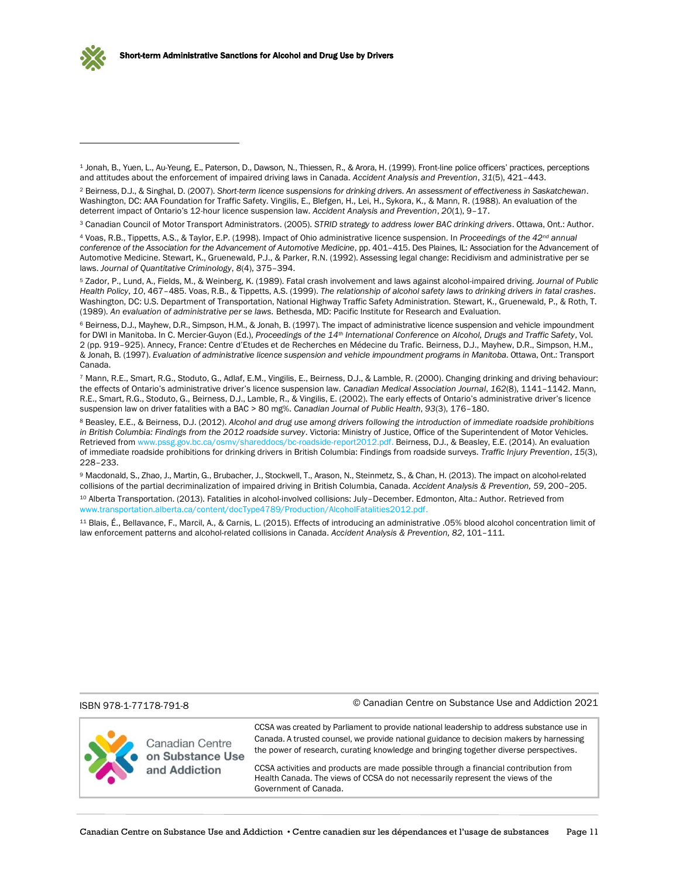[1] Jonah, B., Yuen, L., Au-Yeung, E., Paterson, D., Dawson, N., Thiessen, R., & Arora, H. (1999). Front-line police officers' practices, perceptions and attitudes about the enforcement of impaired driving laws in Canada. *Accident Analysis and Prevention*, *31*(5), 421–443.

[2] Beirness, D.J., & Singhal, D. (2007). *Short-term licence suspensions for drinking drivers. An assessment of effectiveness in Saskatchewan*. Washington, DC: AAA Foundation for Traffic Safety. Vingilis, E., Blefgen, H., Lei, H., Sykora, K., & Mann, R. (1988). An evaluation of the deterrent impact of Ontario's 12-hour licence suspension law. *Accident Analysis and Prevention*, *20*(1), 9–17.

[3] Canadian Council of Motor Transport Administrators. (2005). *STRID strategy to address lower BAC drinking drivers*. Ottawa, Ont.: Author.

[4] Voas, R.B., Tippetts, A.S., & Taylor, E.P. (1998). Impact of Ohio administrative licence suspension. In *Proceedings of the 42nd annual conference of the Association for the Advancement of Automotive Medicine*, pp. 401–415. Des Plaines, IL: Association for the Advancement of Automotive Medicine. Stewart, K., Gruenewald, P.J., & Parker, R.N. (1992). Assessing legal change: Recidivism and administrative per se laws. *Journal of Quantitative Criminology*, *8*(4), 375–394.

[5] Zador, P., Lund, A., Fields, M., & Weinberg, K. (1989). Fatal crash involvement and laws against alcohol-impaired driving. *Journal of Public Health Policy*, *10*, 467–485. Voas, R.B., & Tippetts, A.S. (1999). *The relationship of alcohol safety laws to drinking drivers in fatal crashes*. Washington, DC: U.S. Department of Transportation, National Highway Traffic Safety Administration. Stewart, K., Gruenewald, P., & Roth, T. (1989). *An evaluation of administrative per se laws.* Bethesda, MD: Pacific Institute for Research and Evaluation.

[6] Beirness, D.J., Mayhew, D.R., Simpson, H.M., & Jonah, B. (1997). The impact of administrative licence suspension and vehicle impoundment for DWI in Manitoba. In C. Mercier-Guyon (Ed.), *Proceedings of the 14th International Conference on Alcohol, Drugs and Traffic Safety*, Vol. 2 (pp. 919–925). Annecy, France: Centre d'Etudes et de Recherches en Médecine du Trafic. Beirness, D.J., Mayhew, D.R., Simpson, H.M., & Jonah, B. (1997). *Evaluation of administrative licence suspension and vehicle impoundment programs in Manitoba*. Ottawa, Ont.: Transport Canada.

[7] Mann, R.E., Smart, R.G., Stoduto, G., Adlaf, E.M., Vingilis, E., Beirness, D.J., & Lamble, R. (2000). Changing drinking and driving behaviour: the effects of Ontario's administrative driver's licence suspension law. *Canadian Medical Association Journal*, *162*(8), 1141–1142. Mann, R.E., Smart, R.G., Stoduto, G., Beirness, D.J., Lamble, R., & Vingilis, E. (2002). The early effects of Ontario's administrative driver's licence suspension law on driver fatalities with a BAC > 80 mg%. *Canadian Journal of Public Health*, *93*(3), 176–180.

[8] Beasley, E.E., & Beirness, D.J. (2012). *Alcohol and drug use among drivers following the introduction of immediate roadside prohibitions in British Columbia: Findings from the 2012 roadside survey*. Victoria: Ministry of Justice, Office of the Superintendent of Motor Vehicles. Retrieved from www.pssg.gov.bc.ca/osmv/shareddocs/bc-roadside-report2012.pdf. Beirness, D.J., & Beasley, E.E. (2014). An evaluation of immediate roadside prohibitions for drinking drivers in British Columbia: Findings from roadside surveys. *Traffic Injury Prevention*, *15*(3), 228–233.

[9] Macdonald, S., Zhao, J., Martin, G., Brubacher, J., Stockwell, T., Arason, N., Steinmetz, S., & Chan, H. (2013). The impact on alcohol-related collisions of the partial decriminalization of impaired driving in British Columbia, Canada. *Accident Analysis & Prevention, 59*, 200–205.

[10] Alberta Transportation. (2013). Fatalities in alcohol-involved collisions: July–December. Edmonton, Alta.: Author. Retrieved from www.transportation.alberta.ca/content/docType4789/Production/AlcoholFatalities2012.pdf.

[11] Blais, É., Bellavance, F., Marcil, A., & Carnis, L. (2015). Effects of introducing an administrative .05% blood alcohol concentration limit of law enforcement patterns and alcohol-related collisions in Canada. *Accident Analysis & Prevention, 82*, 101–111.

ISBN 978-1-77178-791-8

© Canadian Centre on Substance Use and Addiction 2021

Canadian Centre on Substance Use and Addiction

CCSA was created by Parliament to provide national leadership to address substance use in Canada. A trusted counsel, we provide national guidance to decision makers by harnessing the power of research, curating knowledge and bringing together diverse perspectives.

CCSA activities and products are made possible through a financial contribution from Health Canada. The views of CCSA do not necessarily represent the views of the Government of Canada.